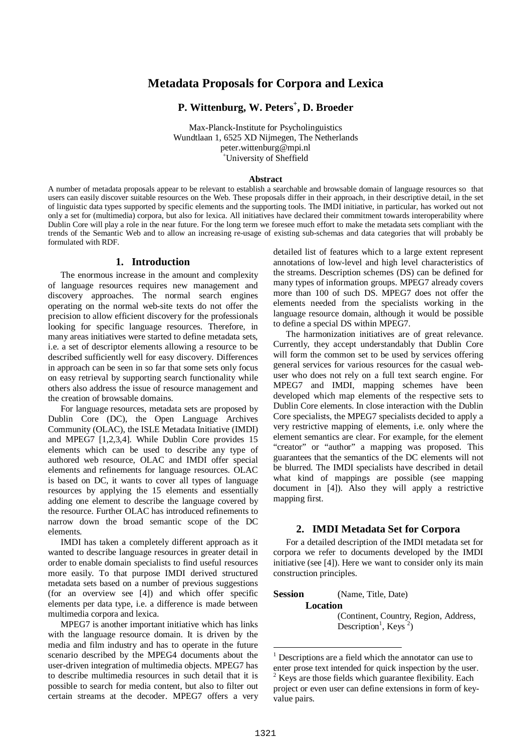# Metadata Proposals for Corpora and Lexica

**P. Wittenburg, W. Peters[+], D. Broeder**

Max-Planck-Institute for Psycholinguistics
Wundtlaan 1, 6525 XD Nijmegen, The Netherlands
peter.wittenburg@mpi.nl
[+]University of Sheffield

**Abstract**

A number of metadata proposals appear to be relevant to establish a searchable and browsable domain of language resources so that users can easily discover suitable resources on the Web. These proposals differ in their approach, in their descriptive detail, in the set of linguistic data types supported by specific elements and the supporting tools. The IMDI initiative, in particular, has worked out not only a set for (multimedia) corpora, but also for lexica. All initiatives have declared their commitment towards interoperability where Dublin Core will play a role in the near future. For the long term we foresee much effort to make the metadata sets compliant with the trends of the Semantic Web and to allow an increasing re-usage of existing sub-schemas and data categories that will probably be formulated with RDF.

## 1. Introduction

The enormous increase in the amount and complexity of language resources requires new management and discovery approaches. The normal search engines operating on the normal web-site texts do not offer the precision to allow efficient discovery for the professionals looking for specific language resources. Therefore, in many areas initiatives were started to define metadata sets, i.e. a set of descriptor elements allowing a resource to be described sufficiently well for easy discovery. Differences in approach can be seen in so far that some sets only focus on easy retrieval by supporting search functionality while others also address the issue of resource management and the creation of browsable domains.

For language resources, metadata sets are proposed by Dublin Core (DC), the Open Language Archives Community (OLAC), the ISLE Metadata Initiative (IMDI) and MPEG7 [1,2,3,4]. While Dublin Core provides 15 elements which can be used to describe any type of authored web resource, OLAC and IMDI offer special elements and refinements for language resources. OLAC is based on DC, it wants to cover all types of language resources by applying the 15 elements and essentially adding one element to describe the language covered by the resource. Further OLAC has introduced refinements to narrow down the broad semantic scope of the DC elements.

IMDI has taken a completely different approach as it wanted to describe language resources in greater detail in order to enable domain specialists to find useful resources more easily. To that purpose IMDI derived structured metadata sets based on a number of previous suggestions (for an overview see [4]) and which offer specific elements per data type, i.e. a difference is made between multimedia corpora and lexica.

MPEG7 is another important initiative which has links with the language resource domain. It is driven by the media and film industry and has to operate in the future scenario described by the MPEG4 documents about the user-driven integration of multimedia objects. MPEG7 has to describe multimedia resources in such detail that it is possible to search for media content, but also to filter out certain streams at the decoder. MPEG7 offers a very detailed list of features which to a large extent represent annotations of low-level and high level characteristics of the streams. Description schemes (DS) can be defined for many types of information groups. MPEG7 already covers more than 100 of such DS. MPEG7 does not offer the elements needed from the specialists working in the language resource domain, although it would be possible to define a special DS within MPEG7.

The harmonization initiatives are of great relevance. Currently, they accept understandably that Dublin Core will form the common set to be used by services offering general services for various resources for the casual web-user who does not rely on a full text search engine. For MPEG7 and IMDI, mapping schemes have been developed which map elements of the respective sets to Dublin Core elements. In close interaction with the Dublin Core specialists, the MPEG7 specialists decided to apply a very restrictive mapping of elements, i.e. only where the element semantics are clear. For example, for the element "creator" or "author" a mapping was proposed. This guarantees that the semantics of the DC elements will not be blurred. The IMDI specialists have described in detail what kind of mappings are possible (see mapping document in [4]). Also they will apply a restrictive mapping first.

## 2. IMDI Metadata Set for Corpora

For a detailed description of the IMDI metadata set for corpora we refer to documents developed by the IMDI initiative (see [4]). Here we want to consider only its main construction principles.

**Session** (Name, Title, Date)

**Location**

(Continent, Country, Region, Address, Description[1], Keys [2])

[1] Descriptions are a field which the annotator can use to enter prose text intended for quick inspection by the user.

[2] Keys are those fields which guarantee flexibility. Each project or even user can define extensions in form of key-value pairs.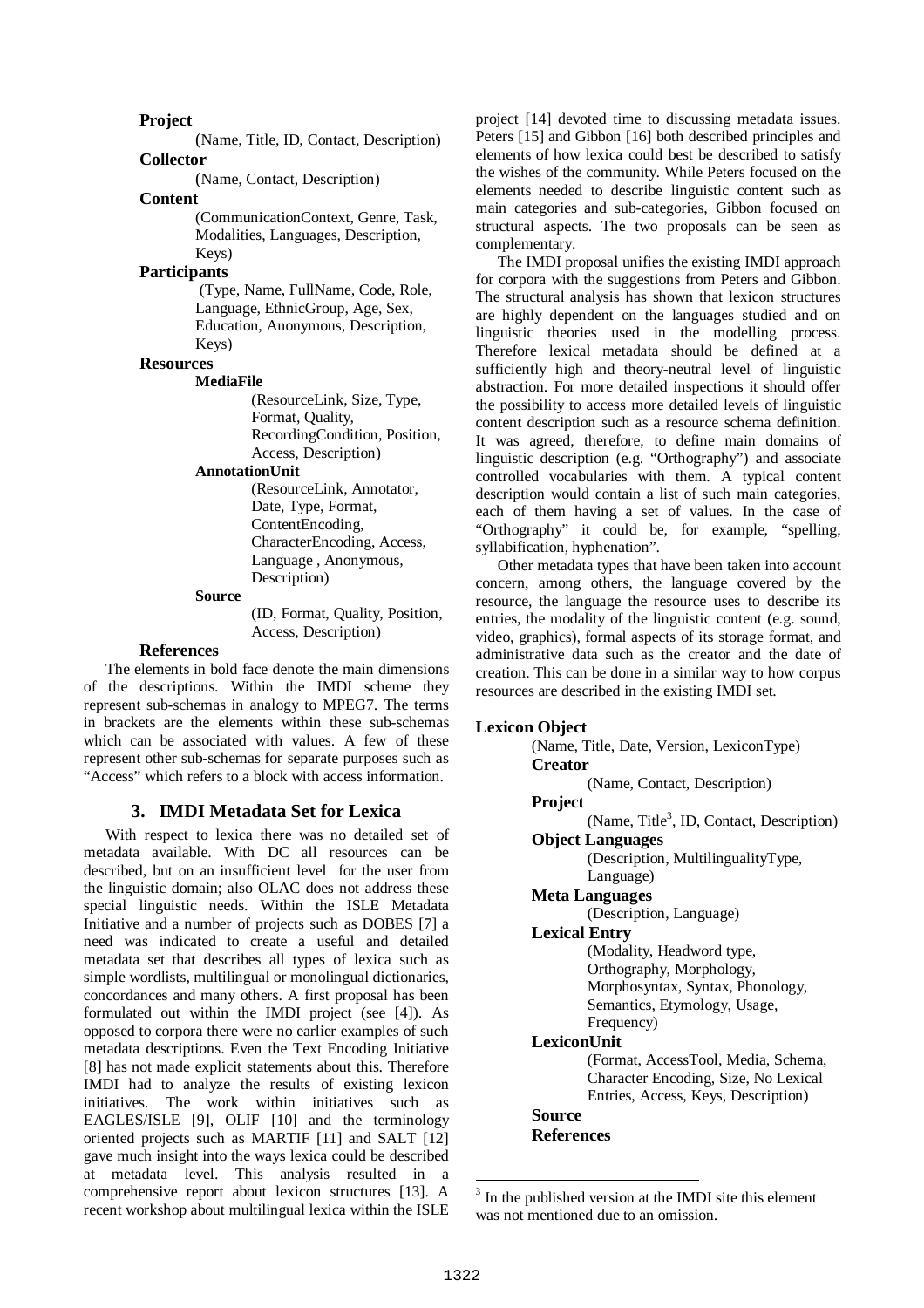**Project**

(Name, Title, ID, Contact, Description)

**Collector**

(Name, Contact, Description)

**Content**

(CommunicationContext, Genre, Task, Modalities, Languages, Description, Keys)

**Participants**

(Type, Name, FullName, Code, Role, Language, EthnicGroup, Age, Sex, Education, Anonymous, Description, Keys)

**Resources**

**MediaFile**

(ResourceLink, Size, Type, Format, Quality, RecordingCondition, Position, Access, Description)

**AnnotationUnit**

(ResourceLink, Annotator, Date, Type, Format, ContentEncoding, CharacterEncoding, Access, Language , Anonymous, Description)

**Source**

(ID, Format, Quality, Position, Access, Description)

**References**

The elements in bold face denote the main dimensions of the descriptions. Within the IMDI scheme they represent sub-schemas in analogy to MPEG7. The terms in brackets are the elements within these sub-schemas which can be associated with values. A few of these represent other sub-schemas for separate purposes such as "Access" which refers to a block with access information.

## 3. IMDI Metadata Set for Lexica

With respect to lexica there was no detailed set of metadata available. With DC all resources can be described, but on an insufficient level for the user from the linguistic domain; also OLAC does not address these special linguistic needs. Within the ISLE Metadata Initiative and a number of projects such as DOBES [7] a need was indicated to create a useful and detailed metadata set that describes all types of lexica such as simple wordlists, multilingual or monolingual dictionaries, concordances and many others. A first proposal has been formulated out within the IMDI project (see [4]). As opposed to corpora there were no earlier examples of such metadata descriptions. Even the Text Encoding Initiative [8] has not made explicit statements about this. Therefore IMDI had to analyze the results of existing lexicon initiatives. The work within initiatives such as EAGLES/ISLE [9], OLIF [10] and the terminology oriented projects such as MARTIF [11] and SALT [12] gave much insight into the ways lexica could be described at metadata level. This analysis resulted in a comprehensive report about lexicon structures [13]. A recent workshop about multilingual lexica within the ISLE project [14] devoted time to discussing metadata issues. Peters [15] and Gibbon [16] both described principles and elements of how lexica could best be described to satisfy the wishes of the community. While Peters focused on the elements needed to describe linguistic content such as main categories and sub-categories, Gibbon focused on structural aspects. The two proposals can be seen as complementary.

The IMDI proposal unifies the existing IMDI approach for corpora with the suggestions from Peters and Gibbon. The structural analysis has shown that lexicon structures are highly dependent on the languages studied and on linguistic theories used in the modelling process. Therefore lexical metadata should be defined at a sufficiently high and theory-neutral level of linguistic abstraction. For more detailed inspections it should offer the possibility to access more detailed levels of linguistic content description such as a resource schema definition. It was agreed, therefore, to define main domains of linguistic description (e.g. "Orthography") and associate controlled vocabularies with them. A typical content description would contain a list of such main categories, each of them having a set of values. In the case of "Orthography" it could be, for example, "spelling, syllabification, hyphenation".

Other metadata types that have been taken into account concern, among others, the language covered by the resource, the language the resource uses to describe its entries, the modality of the linguistic content (e.g. sound, video, graphics), formal aspects of its storage format, and administrative data such as the creator and the date of creation. This can be done in a similar way to how corpus resources are described in the existing IMDI set.

**Lexicon Object**

(Name, Title, Date, Version, LexiconType)

**Creator**

(Name, Contact, Description)

**Project**

(Name, Title[3], ID, Contact, Description)

**Object Languages**

(Description, MultilingualityType, Language)

**Meta Languages**

(Description, Language)

**Lexical Entry**

(Modality, Headword type, Orthography, Morphology, Morphosyntax, Syntax, Phonology, Semantics, Etymology, Usage, Frequency)

**LexiconUnit**

(Format, AccessTool, Media, Schema, Character Encoding, Size, No Lexical Entries, Access, Keys, Description)

**Source**

**References**

[3] In the published version at the IMDI site this element was not mentioned due to an omission.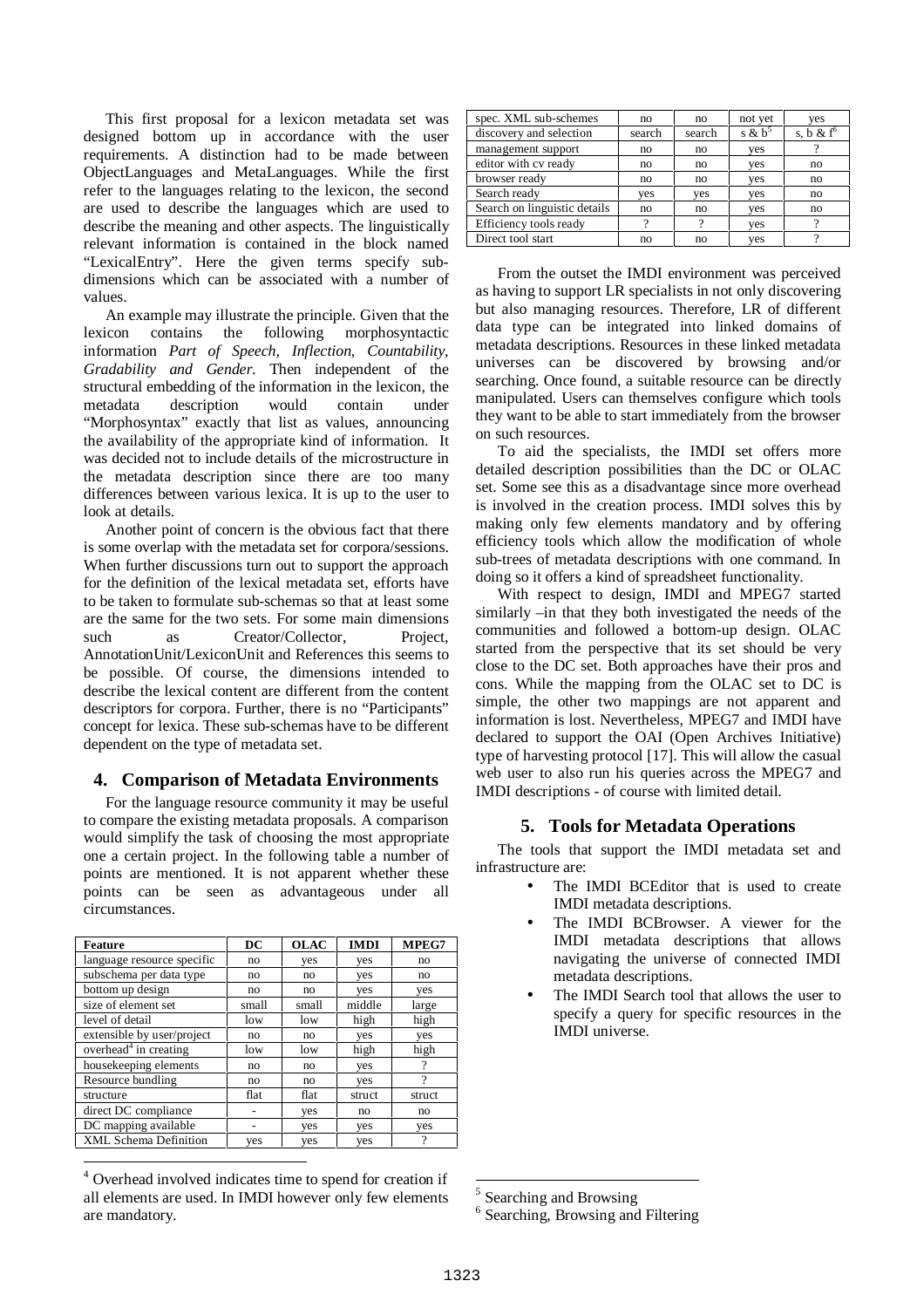This first proposal for a lexicon metadata set was designed bottom up in accordance with the user requirements. A distinction had to be made between ObjectLanguages and MetaLanguages. While the first refer to the languages relating to the lexicon, the second are used to describe the languages which are used to describe the meaning and other aspects. The linguistically relevant information is contained in the block named "LexicalEntry". Here the given terms specify sub-dimensions which can be associated with a number of values.

An example may illustrate the principle. Given that the lexicon contains the following morphosyntactic information *Part of Speech, Inflection, Countability, Gradability and Gender.* Then independent of the structural embedding of the information in the lexicon, the metadata description would contain under "Morphosyntax" exactly that list as values, announcing the availability of the appropriate kind of information. It was decided not to include details of the microstructure in the metadata description since there are too many differences between various lexica. It is up to the user to look at details.

Another point of concern is the obvious fact that there is some overlap with the metadata set for corpora/sessions. When further discussions turn out to support the approach for the definition of the lexical metadata set, efforts have to be taken to formulate sub-schemas so that at least some are the same for the two sets. For some main dimensions such as Creator/Collector, Project, AnnotationUnit/LexiconUnit and References this seems to be possible. Of course, the dimensions intended to describe the lexical content are different from the content descriptors for corpora. Further, there is no "Participants" concept for lexica. These sub-schemas have to be different dependent on the type of metadata set.

## 4. Comparison of Metadata Environments

For the language resource community it may be useful to compare the existing metadata proposals. A comparison would simplify the task of choosing the most appropriate one a certain project. In the following table a number of points are mentioned. It is not apparent whether these points can be seen as advantageous under all circumstances.

| Feature | DC | OLAC | IMDI | MPEG7 |
|---|---|---|---|---|
| language resource specific | no | yes | yes | no |
| subschema per data type | no | no | yes | no |
| bottom up design | no | no | yes | yes |
| size of element set | small | small | middle | large |
| level of detail | low | low | high | high |
| extensible by user/project | no | no | yes | yes |
| overhead[4] in creating | low | low | high | high |
| housekeeping elements | no | no | yes | ? |
| Resource bundling | no | no | yes | ? |
| structure | flat | flat | struct | struct |
| direct DC compliance | - | yes | no | no |
| DC mapping available | - | yes | yes | yes |
| XML Schema Definition | yes | yes | yes | ? |
| spec. XML sub-schemes | no | no | not yet | yes |
| discovery and selection | search | search | s & b[5] | s, b & f[6] |
| management support | no | no | yes | ? |
| editor with cv ready | no | no | yes | no |
| browser ready | no | no | yes | no |
| Search ready | yes | yes | yes | no |
| Search on linguistic details | no | no | yes | no |
| Efficiency tools ready | ? | ? | yes | ? |
| Direct tool start | no | no | yes | ? |

From the outset the IMDI environment was perceived as having to support LR specialists in not only discovering but also managing resources. Therefore, LR of different data type can be integrated into linked domains of metadata descriptions. Resources in these linked metadata universes can be discovered by browsing and/or searching. Once found, a suitable resource can be directly manipulated. Users can themselves configure which tools they want to be able to start immediately from the browser on such resources.

To aid the specialists, the IMDI set offers more detailed description possibilities than the DC or OLAC set. Some see this as a disadvantage since more overhead is involved in the creation process. IMDI solves this by making only few elements mandatory and by offering efficiency tools which allow the modification of whole sub-trees of metadata descriptions with one command. In doing so it offers a kind of spreadsheet functionality.

With respect to design, IMDI and MPEG7 started similarly –in that they both investigated the needs of the communities and followed a bottom-up design. OLAC started from the perspective that its set should be very close to the DC set. Both approaches have their pros and cons. While the mapping from the OLAC set to DC is simple, the other two mappings are not apparent and information is lost. Nevertheless, MPEG7 and IMDI have declared to support the OAI (Open Archives Initiative) type of harvesting protocol [17]. This will allow the casual web user to also run his queries across the MPEG7 and IMDI descriptions - of course with limited detail.

## 5. Tools for Metadata Operations

The tools that support the IMDI metadata set and infrastructure are:

- The IMDI BCEditor that is used to create IMDI metadata descriptions.
- The IMDI BCBrowser. A viewer for the IMDI metadata descriptions that allows navigating the universe of connected IMDI metadata descriptions.
- The IMDI Search tool that allows the user to specify a query for specific resources in the IMDI universe.

---

[4] Overhead involved indicates time to spend for creation if all elements are used. In IMDI however only few elements are mandatory.

[5] Searching and Browsing

[6] Searching, Browsing and Filtering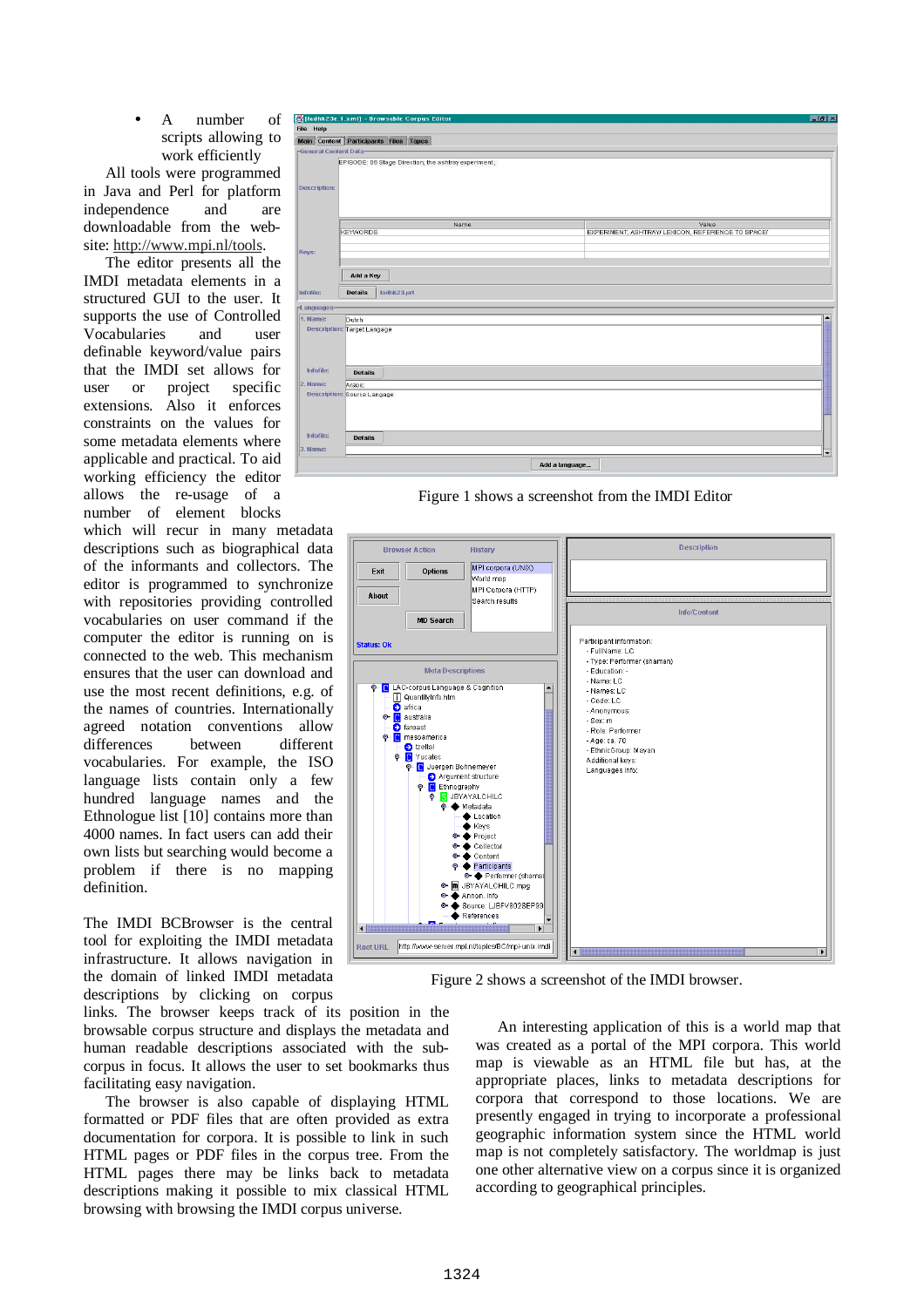- A number of scripts allowing to work efficiently

All tools were programmed in Java and Perl for platform independence and are downloadable from the web-site: http://www.mpi.nl/tools.

The editor presents all the IMDI metadata elements in a structured GUI to the user. It supports the use of Controlled Vocabularies and user definable keyword/value pairs that the IMDI set allows for user or project specific extensions. Also it enforces constraints on the values for some metadata elements where applicable and practical. To aid working efficiency the editor allows the re-usage of a number of element blocks which will recur in many metadata descriptions such as biographical data of the informants and collectors. The editor is programmed to synchronize with repositories providing controlled vocabularies on user command if the computer the editor is running on is connected to the web. This mechanism ensures that the user can download and use the most recent definitions, e.g. of the names of countries. Internationally agreed notation conventions allow differences between different vocabularies. For example, the ISO language lists contain only a few hundred language names and the Ethnologue list [10] contains more than 4000 names. In fact users can use their own lists but searching would become a problem if there is no mapping definition.

Figure 1 shows a screenshot from the IMDI Editor

The IMDI BCBrowser is the central tool for exploiting the IMDI metadata infrastructure. It allows navigation in the domain of linked IMDI metadata descriptions by clicking on corpus links. The browser keeps track of its position in the browsable corpus structure and displays the metadata and human readable descriptions associated with the sub-corpus in focus. It allows the user to set bookmarks thus facilitating easy navigation.

The browser is also capable of displaying HTML formatted or PDF files that are often provided as extra documentation for corpora. It is possible to link in such HTML pages or PDF files in the corpus tree. From the HTML pages there may be links back to metadata descriptions making it possible to mix classical HTML browsing with browsing the IMDI corpus universe.

Figure 2 shows a screenshot of the IMDI browser.

An interesting application of this is a world map that was created as a portal of the MPI corpora. This world map is viewable as an HTML file but has, at the appropriate places, links to metadata descriptions for corpora that correspond to those locations. We are presently engaged in trying to incorporate a professional geographic information system since the HTML world map is not completely satisfactory. The worldmap is just one other alternative view on a corpus since it is organized according to geographical principles.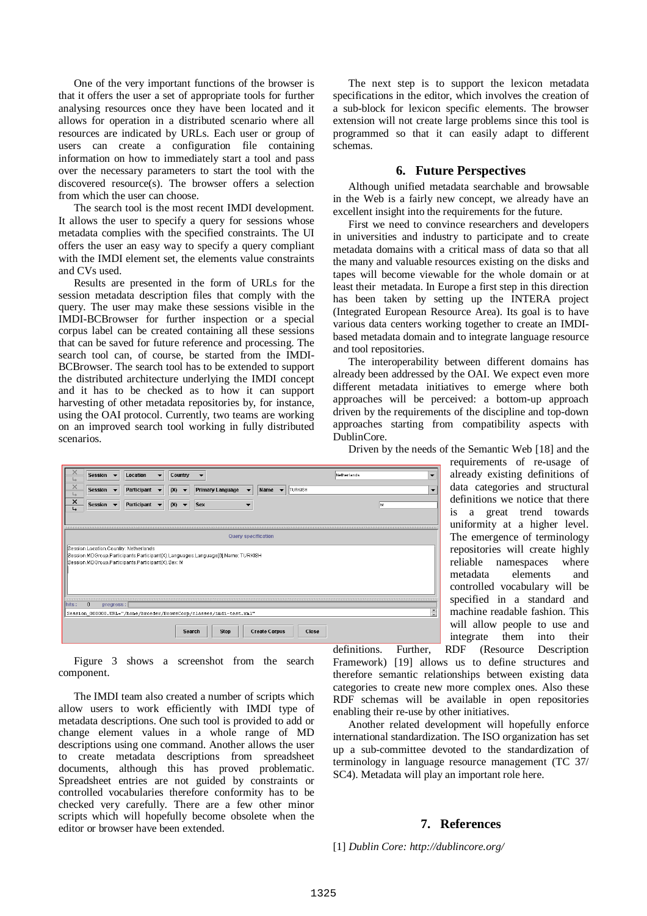One of the very important functions of the browser is that it offers the user a set of appropriate tools for further analysing resources once they have been located and it allows for operation in a distributed scenario where all resources are indicated by URLs. Each user or group of users can create a configuration file containing information on how to immediately start a tool and pass over the necessary parameters to start the tool with the discovered resource(s). The browser offers a selection from which the user can choose.

The search tool is the most recent IMDI development. It allows the user to specify a query for sessions whose metadata complies with the specified constraints. The UI offers the user an easy way to specify a query compliant with the IMDI element set, the elements value constraints and CVs used.

Results are presented in the form of URLs for the session metadata description files that comply with the query. The user may make these sessions visible in the IMDI-BCBrowser for further inspection or a special corpus label can be created containing all these sessions that can be saved for future reference and processing. The search tool can, of course, be started from the IMDI-BCBrowser. The search tool has to be extended to support the distributed architecture underlying the IMDI concept and it has to be checked as to how it can support harvesting of other metadata repositories by, for instance, using the OAI protocol. Currently, two teams are working on an improved search tool working in fully distributed scenarios.

Figure 3 shows a screenshot from the search component.

The IMDI team also created a number of scripts which allow users to work efficiently with IMDI type of metadata descriptions. One such tool is provided to add or change element values in a whole range of MD descriptions using one command. Another allows the user to create metadata descriptions from spreadsheet documents, although this has proved problematic. Spreadsheet entries are not guided by constraints or controlled vocabularies therefore conformity has to be checked very carefully. There are a few other minor scripts which will hopefully become obsolete when the editor or browser have been extended.

The next step is to support the lexicon metadata specifications in the editor, which involves the creation of a sub-block for lexicon specific elements. The browser extension will not create large problems since this tool is programmed so that it can easily adapt to different schemas.

## 6. Future Perspectives

Although unified metadata searchable and browsable in the Web is a fairly new concept, we already have an excellent insight into the requirements for the future.

First we need to convince researchers and developers in universities and industry to participate and to create metadata domains with a critical mass of data so that all the many and valuable resources existing on the disks and tapes will become viewable for the whole domain or at least their metadata. In Europe a first step in this direction has been taken by setting up the INTERA project (Integrated European Resource Area). Its goal is to have various data centers working together to create an IMDI-based metadata domain and to integrate language resource and tool repositories.

The interoperability between different domains has already been addressed by the OAI. We expect even more different metadata initiatives to emerge where both approaches will be perceived: a bottom-up approach driven by the requirements of the discipline and top-down approaches starting from compatibility aspects with DublinCore.

Driven by the needs of the Semantic Web [18] and the requirements of re-usage of already existing definitions of data categories and structural definitions we notice that there is a great trend towards uniformity at a higher level. The emergence of terminology repositories will create highly reliable namespaces where metadata elements and controlled vocabulary will be specified in a standard and machine readable fashion. This will allow people to use and integrate them into their definitions. Further, RDF (Resource Description Framework) [19] allows us to define structures and therefore semantic relationships between existing data categories to create new more complex ones. Also these RDF schemas will be available in open repositories enabling their re-use by other initiatives.

Another related development will hopefully enforce international standardization. The ISO organization has set up a sub-committee devoted to the standardization of terminology in language resource management (TC 37/ SC4). Metadata will play an important role here.

## 7. References

[1] *Dublin Core: http://dublincore.org/*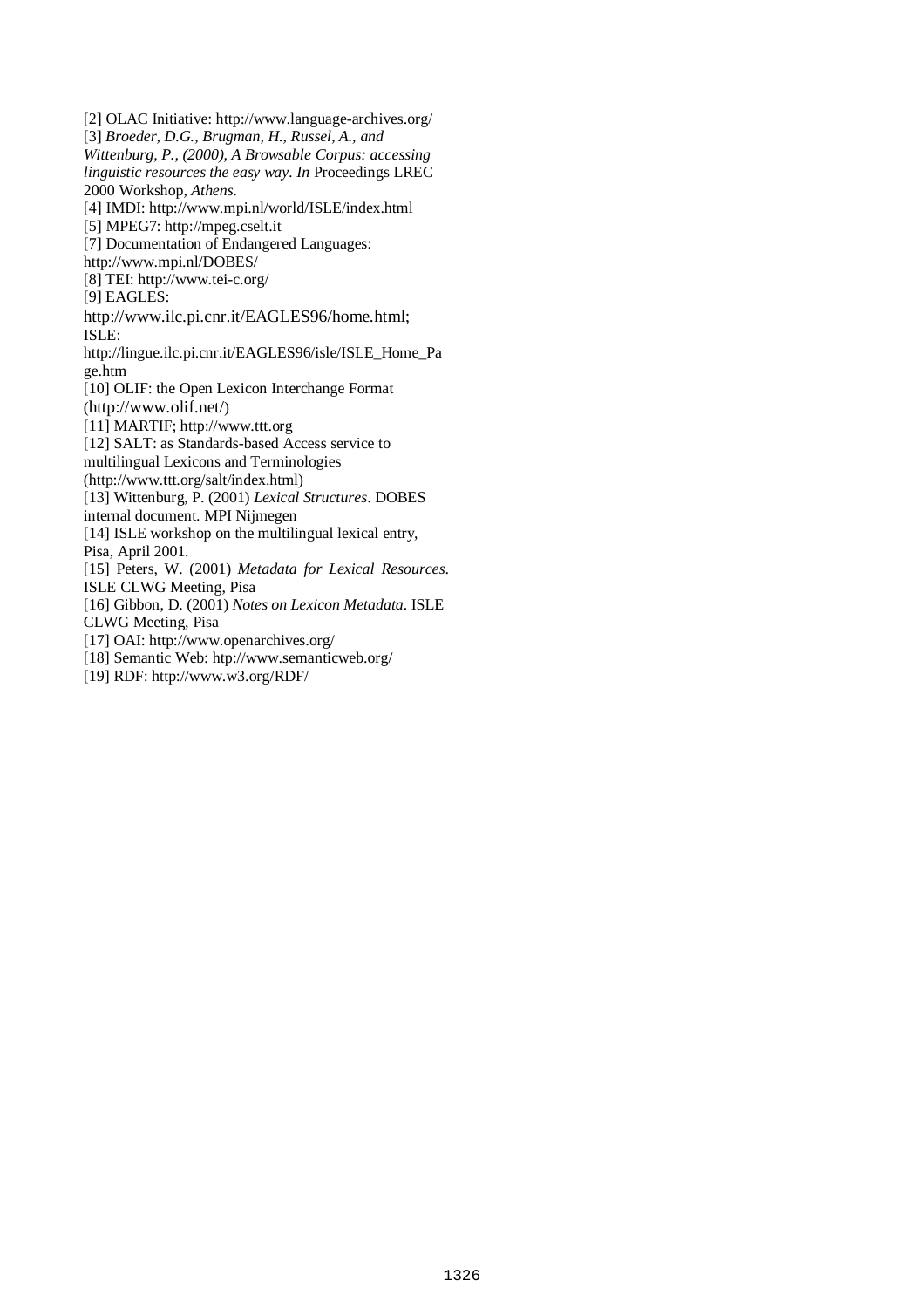[2] OLAC Initiative: http://www.language-archives.org/

[3] *Broeder, D.G., Brugman, H., Russel, A., and Wittenburg, P., (2000), A Browsable Corpus: accessing linguistic resources the easy way. In* Proceedings LREC 2000 Workshop, *Athens.*

[4] IMDI: http://www.mpi.nl/world/ISLE/index.html

[5] MPEG7: http://mpeg.cselt.it

[7] Documentation of Endangered Languages: http://www.mpi.nl/DOBES/

[8] TEI: http://www.tei-c.org/

[9] EAGLES: http://www.ilc.pi.cnr.it/EAGLES96/home.html; ISLE: http://lingue.ilc.pi.cnr.it/EAGLES96/isle/ISLE_Home_Page.htm

[10] OLIF: the Open Lexicon Interchange Format (http://www.olif.net/)

[11] MARTIF; http://www.ttt.org

[12] SALT: as Standards-based Access service to multilingual Lexicons and Terminologies (http://www.ttt.org/salt/index.html)

[13] Wittenburg, P. (2001) *Lexical Structures*. DOBES internal document. MPI Nijmegen

[14] ISLE workshop on the multilingual lexical entry, Pisa, April 2001.

[15] Peters, W. (2001) *Metadata for Lexical Resources*. ISLE CLWG Meeting, Pisa

[16] Gibbon, D. (2001) *Notes on Lexicon Metadata*. ISLE CLWG Meeting, Pisa

[17] OAI: http://www.openarchives.org/

[18] Semantic Web: htp://www.semanticweb.org/

[19] RDF: http://www.w3.org/RDF/